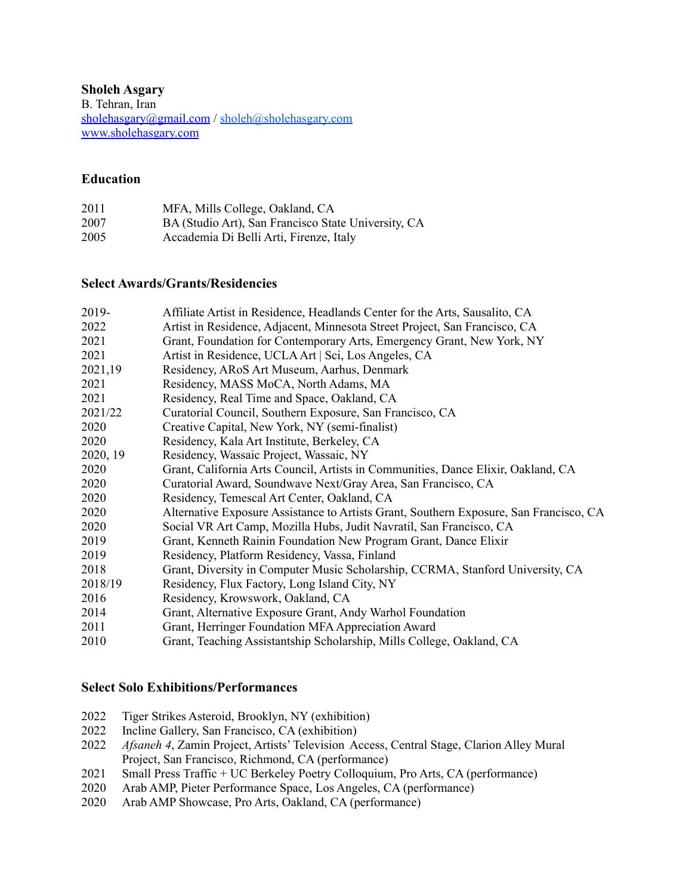**Sholeh Asgary**
B. Tehran, Iran
sholehasgary@gmail.com / sholeh@sholehasgary.com
www.sholehasgary.com

## Education

| | |
|---|---|
| 2011 | MFA, Mills College, Oakland, CA |
| 2007 | BA (Studio Art), San Francisco State University, CA |
| 2005 | Accademia Di Belli Arti, Firenze, Italy |

## Select Awards/Grants/Residencies

| | |
|---|---|
| 2019- | Affiliate Artist in Residence, Headlands Center for the Arts, Sausalito, CA |
| 2022 | Artist in Residence, Adjacent, Minnesota Street Project, San Francisco, CA |
| 2021 | Grant, Foundation for Contemporary Arts, Emergency Grant, New York, NY |
| 2021 | Artist in Residence, UCLA Art \| Sci, Los Angeles, CA |
| 2021,19 | Residency, ARoS Art Museum, Aarhus, Denmark |
| 2021 | Residency, MASS MoCA, North Adams, MA |
| 2021 | Residency, Real Time and Space, Oakland, CA |
| 2021/22 | Curatorial Council, Southern Exposure, San Francisco, CA |
| 2020 | Creative Capital, New York, NY (semi-finalist) |
| 2020 | Residency, Kala Art Institute, Berkeley, CA |
| 2020, 19 | Residency, Wassaic Project, Wassaic, NY |
| 2020 | Grant, California Arts Council, Artists in Communities, Dance Elixir, Oakland, CA |
| 2020 | Curatorial Award, Soundwave Next/Gray Area, San Francisco, CA |
| 2020 | Residency, Temescal Art Center, Oakland, CA |
| 2020 | Alternative Exposure Assistance to Artists Grant, Southern Exposure, San Francisco, CA |
| 2020 | Social VR Art Camp, Mozilla Hubs, Judit Navratil, San Francisco, CA |
| 2019 | Grant, Kenneth Rainin Foundation New Program Grant, Dance Elixir |
| 2019 | Residency, Platform Residency, Vassa, Finland |
| 2018 | Grant, Diversity in Computer Music Scholarship, CCRMA, Stanford University, CA |
| 2018/19 | Residency, Flux Factory, Long Island City, NY |
| 2016 | Residency, Krowswork, Oakland, CA |
| 2014 | Grant, Alternative Exposure Grant, Andy Warhol Foundation |
| 2011 | Grant, Herringer Foundation MFA Appreciation Award |
| 2010 | Grant, Teaching Assistantship Scholarship, Mills College, Oakland, CA |

## Select Solo Exhibitions/Performances

| | |
|---|---|
| 2022 | Tiger Strikes Asteroid, Brooklyn, NY (exhibition) |
| 2022 | Incline Gallery, San Francisco, CA (exhibition) |
| 2022 | *Afsaneh 4*, Zamin Project, Artists' Television Access, Central Stage, Clarion Alley Mural Project, San Francisco, Richmond, CA (performance) |
| 2021 | Small Press Traffic + UC Berkeley Poetry Colloquium, Pro Arts, CA (performance) |
| 2020 | Arab AMP, Pieter Performance Space, Los Angeles, CA (performance) |
| 2020 | Arab AMP Showcase, Pro Arts, Oakland, CA (performance) |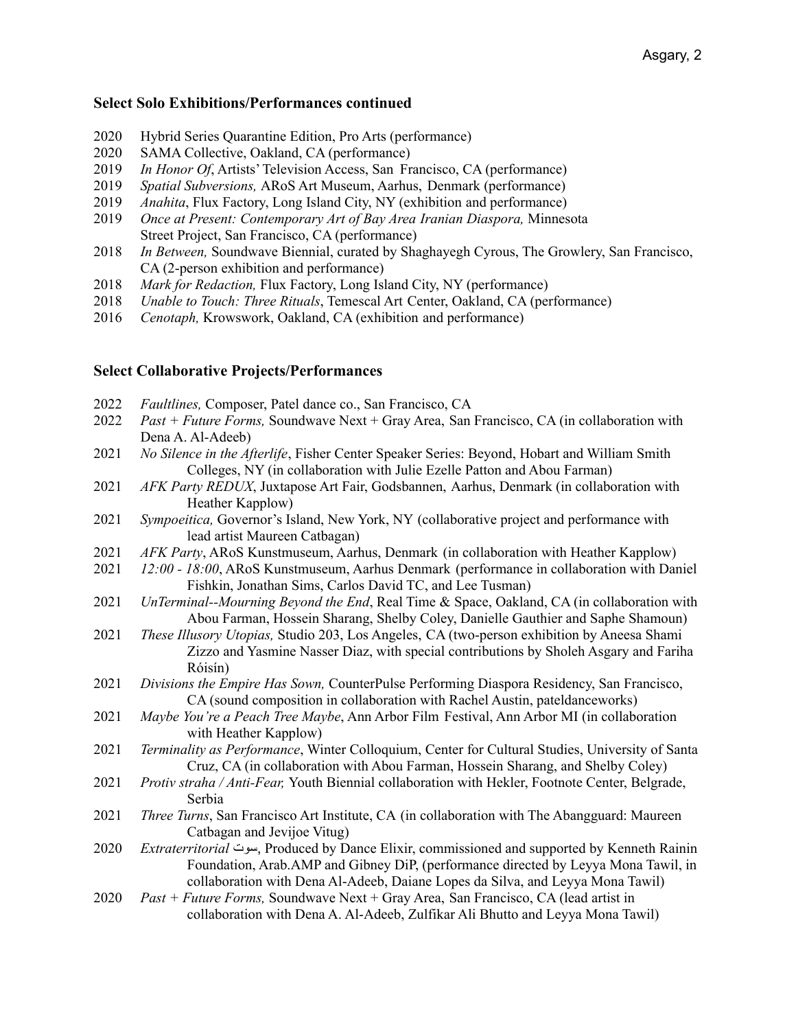### Select Solo Exhibitions/Performances continued

- 2020 Hybrid Series Quarantine Edition, Pro Arts (performance)
- 2020 SAMA Collective, Oakland, CA (performance)
- 2019 *In Honor Of*, Artists' Television Access, San Francisco, CA (performance)
- 2019 *Spatial Subversions,* ARoS Art Museum, Aarhus, Denmark (performance)
- 2019 *Anahita*, Flux Factory, Long Island City, NY (exhibition and performance)
- 2019 *Once at Present: Contemporary Art of Bay Area Iranian Diaspora,* Minnesota Street Project, San Francisco, CA (performance)
- 2018 *In Between,* Soundwave Biennial, curated by Shaghayegh Cyrous, The Growlery, San Francisco, CA (2-person exhibition and performance)
- 2018 *Mark for Redaction,* Flux Factory, Long Island City, NY (performance)
- 2018 *Unable to Touch: Three Rituals*, Temescal Art Center, Oakland, CA (performance)
- 2016 *Cenotaph,* Krowswork, Oakland, CA (exhibition and performance)

### Select Collaborative Projects/Performances

- 2022 *Faultlines,* Composer, Patel dance co., San Francisco, CA
- 2022 *Past + Future Forms,* Soundwave Next + Gray Area, San Francisco, CA (in collaboration with Dena A. Al-Adeeb)
- 2021 *No Silence in the Afterlife*, Fisher Center Speaker Series: Beyond, Hobart and William Smith Colleges, NY (in collaboration with Julie Ezelle Patton and Abou Farman)
- 2021 *AFK Party REDUX*, Juxtapose Art Fair, Godsbannen, Aarhus, Denmark (in collaboration with Heather Kapplow)
- 2021 *Sympoeitica,* Governor's Island, New York, NY (collaborative project and performance with lead artist Maureen Catbagan)
- 2021 *AFK Party*, ARoS Kunstmuseum, Aarhus, Denmark (in collaboration with Heather Kapplow)
- 2021 *12:00 - 18:00*, ARoS Kunstmuseum, Aarhus Denmark (performance in collaboration with Daniel Fishkin, Jonathan Sims, Carlos David TC, and Lee Tusman)
- 2021 *UnTerminal--Mourning Beyond the End*, Real Time & Space, Oakland, CA (in collaboration with Abou Farman, Hossein Sharang, Shelby Coley, Danielle Gauthier and Saphe Shamoun)
- 2021 *These Illusory Utopias,* Studio 203, Los Angeles, CA (two-person exhibition by Aneesa Shami Zizzo and Yasmine Nasser Diaz, with special contributions by Sholeh Asgary and Fariha Róisín)
- 2021 *Divisions the Empire Has Sown,* CounterPulse Performing Diaspora Residency, San Francisco, CA (sound composition in collaboration with Rachel Austin, pateldanceworks)
- 2021 *Maybe You're a Peach Tree Maybe*, Ann Arbor Film Festival, Ann Arbor MI (in collaboration with Heather Kapplow)
- 2021 *Terminality as Performance*, Winter Colloquium, Center for Cultural Studies, University of Santa Cruz, CA (in collaboration with Abou Farman, Hossein Sharang, and Shelby Coley)
- 2021 *Protiv straha / Anti-Fear,* Youth Biennial collaboration with Hekler, Footnote Center, Belgrade, Serbia
- 2021 *Three Turns*, San Francisco Art Institute, CA (in collaboration with The Abangguard: Maureen Catbagan and Jevijoe Vitug)
- 2020 *Extraterritorial* سوت, Produced by Dance Elixir, commissioned and supported by Kenneth Rainin Foundation, Arab.AMP and Gibney DiP, (performance directed by Leyya Mona Tawil, in collaboration with Dena Al-Adeeb, Daiane Lopes da Silva, and Leyya Mona Tawil)
- 2020 *Past + Future Forms,* Soundwave Next + Gray Area, San Francisco, CA (lead artist in collaboration with Dena A. Al-Adeeb, Zulfikar Ali Bhutto and Leyya Mona Tawil)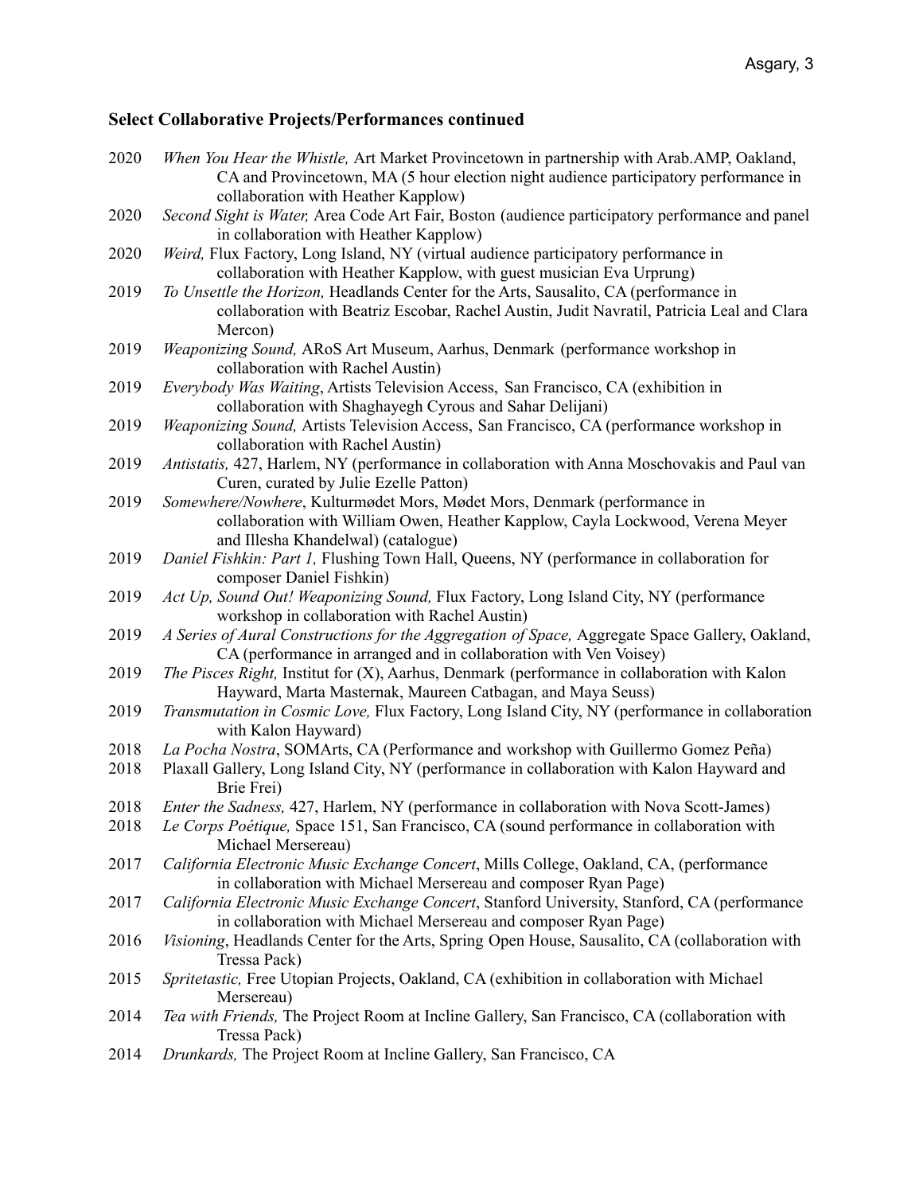### **Select Collaborative Projects/Performances continued**

2020 *When You Hear the Whistle,* Art Market Provincetown in partnership with Arab.AMP, Oakland, CA and Provincetown, MA (5 hour election night audience participatory performance in collaboration with Heather Kapplow)

2020 *Second Sight is Water,* Area Code Art Fair, Boston (audience participatory performance and panel in collaboration with Heather Kapplow)

2020 *Weird,* Flux Factory, Long Island, NY (virtual audience participatory performance in collaboration with Heather Kapplow, with guest musician Eva Urprung)

2019 *To Unsettle the Horizon,* Headlands Center for the Arts, Sausalito, CA (performance in collaboration with Beatriz Escobar, Rachel Austin, Judit Navratil, Patricia Leal and Clara Mercon)

2019 *Weaponizing Sound,* ARoS Art Museum, Aarhus, Denmark (performance workshop in collaboration with Rachel Austin)

2019 *Everybody Was Waiting*, Artists Television Access, San Francisco, CA (exhibition in collaboration with Shaghayegh Cyrous and Sahar Delijani)

2019 *Weaponizing Sound,* Artists Television Access, San Francisco, CA (performance workshop in collaboration with Rachel Austin)

2019 *Antistatis,* 427, Harlem, NY (performance in collaboration with Anna Moschovakis and Paul van Curen, curated by Julie Ezelle Patton)

2019 *Somewhere/Nowhere*, Kulturmødet Mors, Mødet Mors, Denmark (performance in collaboration with William Owen, Heather Kapplow, Cayla Lockwood, Verena Meyer and Illesha Khandelwal) (catalogue)

2019 *Daniel Fishkin: Part 1,* Flushing Town Hall, Queens, NY (performance in collaboration for composer Daniel Fishkin)

2019 *Act Up, Sound Out! Weaponizing Sound,* Flux Factory, Long Island City, NY (performance workshop in collaboration with Rachel Austin)

2019 *A Series of Aural Constructions for the Aggregation of Space,* Aggregate Space Gallery, Oakland, CA (performance in arranged and in collaboration with Ven Voisey)

2019 *The Pisces Right,* Institut for (X), Aarhus, Denmark (performance in collaboration with Kalon Hayward, Marta Masternak, Maureen Catbagan, and Maya Seuss)

2019 *Transmutation in Cosmic Love,* Flux Factory, Long Island City, NY (performance in collaboration with Kalon Hayward)

2018 *La Pocha Nostra*, SOMArts, CA (Performance and workshop with Guillermo Gomez Peña)

2018 Plaxall Gallery, Long Island City, NY (performance in collaboration with Kalon Hayward and Brie Frei)

2018 *Enter the Sadness,* 427, Harlem, NY (performance in collaboration with Nova Scott-James)

2018 *Le Corps Poétique,* Space 151, San Francisco, CA (sound performance in collaboration with Michael Mersereau)

2017 *California Electronic Music Exchange Concert*, Mills College, Oakland, CA, (performance in collaboration with Michael Mersereau and composer Ryan Page)

2017 *California Electronic Music Exchange Concert*, Stanford University, Stanford, CA (performance in collaboration with Michael Mersereau and composer Ryan Page)

2016 *Visioning*, Headlands Center for the Arts, Spring Open House, Sausalito, CA (collaboration with Tressa Pack)

2015 *Spritetastic,* Free Utopian Projects, Oakland, CA (exhibition in collaboration with Michael Mersereau)

2014 *Tea with Friends,* The Project Room at Incline Gallery, San Francisco, CA (collaboration with Tressa Pack)

2014 *Drunkards,* The Project Room at Incline Gallery, San Francisco, CA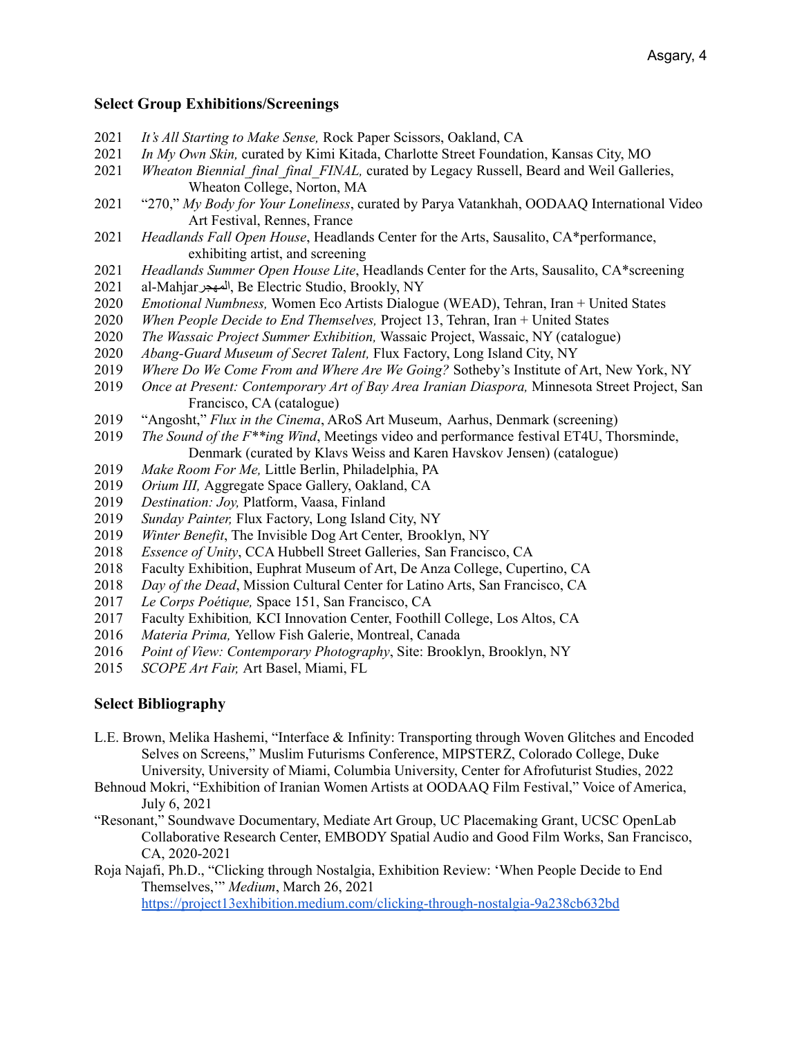## Select Group Exhibitions/Screenings

2021 *It's All Starting to Make Sense,* Rock Paper Scissors, Oakland, CA
2021 *In My Own Skin,* curated by Kimi Kitada, Charlotte Street Foundation, Kansas City, MO
2021 *Wheaton Biennial_final_final_FINAL,* curated by Legacy Russell, Beard and Weil Galleries, Wheaton College, Norton, MA
2021 "270," *My Body for Your Loneliness*, curated by Parya Vatankhah, OODAAQ International Video Art Festival, Rennes, France
2021 *Headlands Fall Open House*, Headlands Center for the Arts, Sausalito, CA*performance, exhibiting artist, and screening
2021 *Headlands Summer Open House Lite*, Headlands Center for the Arts, Sausalito, CA*screening
2021 al-Mahjar المهجر, Be Electric Studio, Brookly, NY
2020 *Emotional Numbness,* Women Eco Artists Dialogue (WEAD), Tehran, Iran + United States
2020 *When People Decide to End Themselves,* Project 13, Tehran, Iran + United States
2020 *The Wassaic Project Summer Exhibition,* Wassaic Project, Wassaic, NY (catalogue)
2020 *Abang-Guard Museum of Secret Talent,* Flux Factory, Long Island City, NY
2019 *Where Do We Come From and Where Are We Going?* Sotheby's Institute of Art, New York, NY
2019 *Once at Present: Contemporary Art of Bay Area Iranian Diaspora,* Minnesota Street Project, San Francisco, CA (catalogue)
2019 "Angosht," *Flux in the Cinema*, ARoS Art Museum, Aarhus, Denmark (screening)
2019 *The Sound of the F**ing Wind*, Meetings video and performance festival ET4U, Thorsminde, Denmark (curated by Klavs Weiss and Karen Havskov Jensen) (catalogue)
2019 *Make Room For Me,* Little Berlin, Philadelphia, PA
2019 *Orium III,* Aggregate Space Gallery, Oakland, CA
2019 *Destination: Joy,* Platform, Vaasa, Finland
2019 *Sunday Painter,* Flux Factory, Long Island City, NY
2019 *Winter Benefit*, The Invisible Dog Art Center, Brooklyn, NY
2018 *Essence of Unity*, CCA Hubbell Street Galleries, San Francisco, CA
2018 Faculty Exhibition, Euphrat Museum of Art, De Anza College, Cupertino, CA
2018 *Day of the Dead*, Mission Cultural Center for Latino Arts, San Francisco, CA
2017 *Le Corps Poétique,* Space 151, San Francisco, CA
2017 Faculty Exhibition*,* KCI Innovation Center, Foothill College, Los Altos, CA
2016 *Materia Prima,* Yellow Fish Galerie, Montreal, Canada
2016 *Point of View: Contemporary Photography*, Site: Brooklyn, Brooklyn, NY
2015 *SCOPE Art Fair,* Art Basel, Miami, FL

## Select Bibliography

L.E. Brown, Melika Hashemi, "Interface & Infinity: Transporting through Woven Glitches and Encoded Selves on Screens," Muslim Futurisms Conference, MIPSTERZ, Colorado College, Duke University, University of Miami, Columbia University, Center for Afrofuturist Studies, 2022

Behnoud Mokri, "Exhibition of Iranian Women Artists at OODAAQ Film Festival," Voice of America, July 6, 2021

"Resonant," Soundwave Documentary, Mediate Art Group, UC Placemaking Grant, UCSC OpenLab Collaborative Research Center, EMBODY Spatial Audio and Good Film Works, San Francisco, CA, 2020-2021

Roja Najafi, Ph.D., "Clicking through Nostalgia, Exhibition Review: 'When People Decide to End Themselves,'" *Medium*, March 26, 2021 https://project13exhibition.medium.com/clicking-through-nostalgia-9a238cb632bd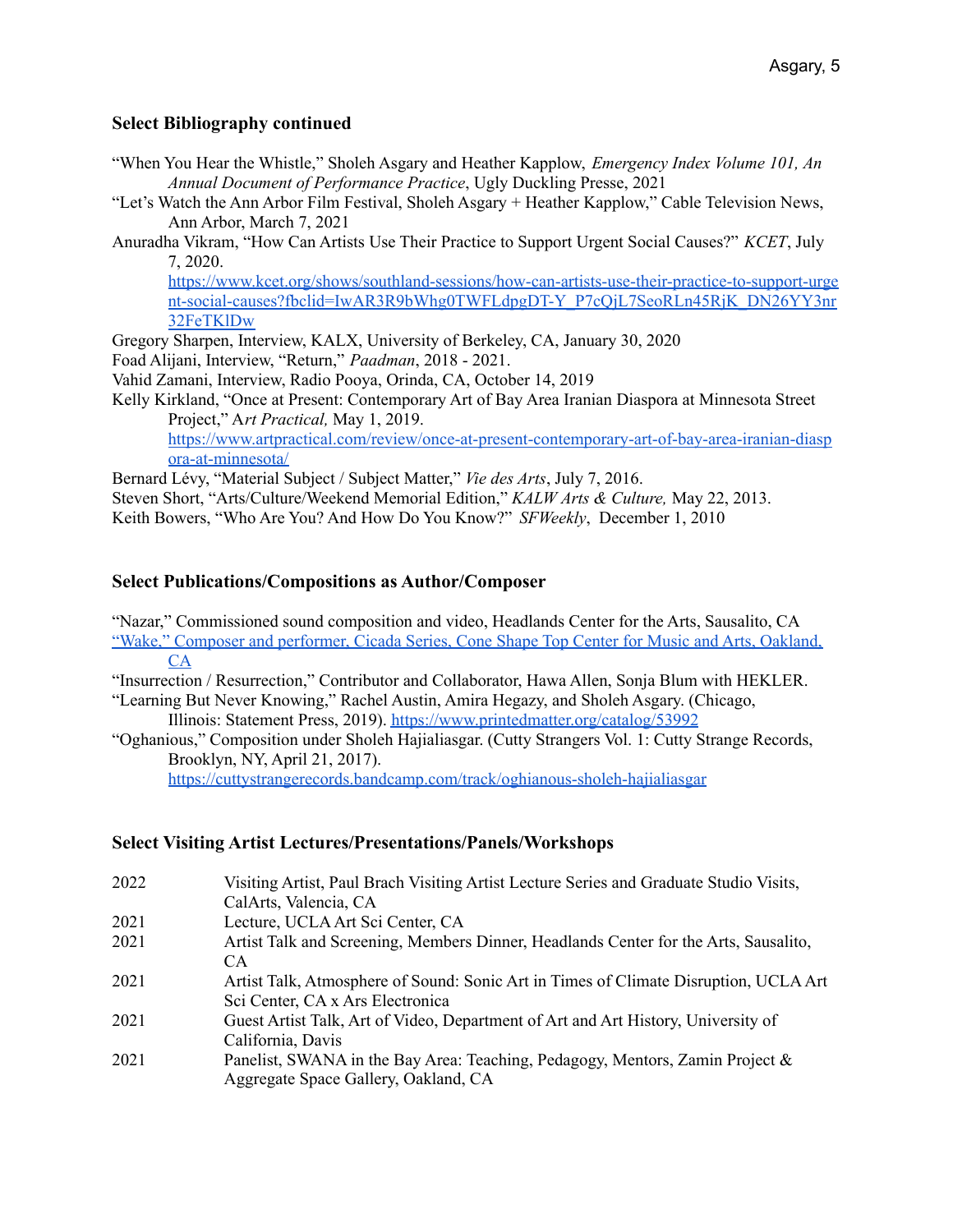### Select Bibliography continued

"When You Hear the Whistle," Sholeh Asgary and Heather Kapplow, *Emergency Index Volume 101, An Annual Document of Performance Practice*, Ugly Duckling Presse, 2021

"Let's Watch the Ann Arbor Film Festival, Sholeh Asgary + Heather Kapplow," Cable Television News, Ann Arbor, March 7, 2021

Anuradha Vikram, "How Can Artists Use Their Practice to Support Urgent Social Causes?" *KCET*, July 7, 2020. https://www.kcet.org/shows/southland-sessions/how-can-artists-use-their-practice-to-support-urgent-social-causes?fbclid=IwAR3R9bWhg0TWFLdpgDT-Y_P7cQjL7SeoRLn45RjK_DN26YY3nr32FeTKlDw

Gregory Sharpen, Interview, KALX, University of Berkeley, CA, January 30, 2020

Foad Alijani, Interview, "Return," *Paadman*, 2018 - 2021.

Vahid Zamani, Interview, Radio Pooya, Orinda, CA, October 14, 2019

Kelly Kirkland, "Once at Present: Contemporary Art of Bay Area Iranian Diaspora at Minnesota Street Project," A*rt Practical,* May 1, 2019. https://www.artpractical.com/review/once-at-present-contemporary-art-of-bay-area-iranian-diaspora-at-minnesota/

Bernard Lévy, "Material Subject / Subject Matter," *Vie des Arts*, July 7, 2016.

Steven Short, "Arts/Culture/Weekend Memorial Edition," *KALW Arts & Culture,* May 22, 2013.

Keith Bowers, "Who Are You? And How Do You Know?" *SFWeekly*, December 1, 2010

### Select Publications/Compositions as Author/Composer

"Nazar," Commissioned sound composition and video, Headlands Center for the Arts, Sausalito, CA

"Wake," Composer and performer, Cicada Series, Cone Shape Top Center for Music and Arts, Oakland, CA

"Insurrection / Resurrection," Contributor and Collaborator, Hawa Allen, Sonja Blum with HEKLER.

"Learning But Never Knowing," Rachel Austin, Amira Hegazy, and Sholeh Asgary. (Chicago, Illinois: Statement Press, 2019). https://www.printedmatter.org/catalog/53992

"Oghanious," Composition under Sholeh Hajialiasgar. (Cutty Strangers Vol. 1: Cutty Strange Records, Brooklyn, NY, April 21, 2017). https://cuttystrangerecords.bandcamp.com/track/oghianous-sholeh-hajialiasgar

### Select Visiting Artist Lectures/Presentations/Panels/Workshops

| | |
|---|---|
| 2022 | Visiting Artist, Paul Brach Visiting Artist Lecture Series and Graduate Studio Visits, CalArts, Valencia, CA |
| 2021 | Lecture, UCLA Art Sci Center, CA |
| 2021 | Artist Talk and Screening, Members Dinner, Headlands Center for the Arts, Sausalito, CA |
| 2021 | Artist Talk, Atmosphere of Sound: Sonic Art in Times of Climate Disruption, UCLA Art Sci Center, CA x Ars Electronica |
| 2021 | Guest Artist Talk, Art of Video, Department of Art and Art History, University of California, Davis |
| 2021 | Panelist, SWANA in the Bay Area: Teaching, Pedagogy, Mentors, Zamin Project & Aggregate Space Gallery, Oakland, CA |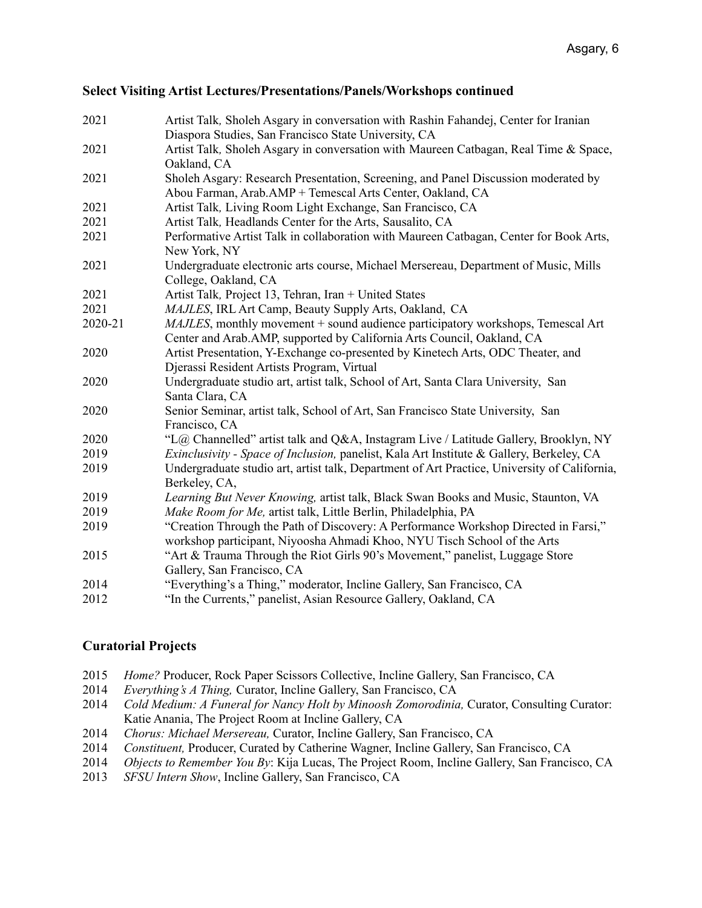### Select Visiting Artist Lectures/Presentations/Panels/Workshops continued

| | |
|---|---|
| 2021 | Artist Talk*,* Sholeh Asgary in conversation with Rashin Fahandej, Center for Iranian Diaspora Studies, San Francisco State University, CA |
| 2021 | Artist Talk*,* Sholeh Asgary in conversation with Maureen Catbagan, Real Time & Space, Oakland, CA |
| 2021 | Sholeh Asgary: Research Presentation, Screening, and Panel Discussion moderated by Abou Farman, Arab.AMP + Temescal Arts Center, Oakland, CA |
| 2021 | Artist Talk*,* Living Room Light Exchange, San Francisco, CA |
| 2021 | Artist Talk*,* Headlands Center for the Arts, Sausalito, CA |
| 2021 | Performative Artist Talk in collaboration with Maureen Catbagan, Center for Book Arts, New York, NY |
| 2021 | Undergraduate electronic arts course, Michael Mersereau, Department of Music, Mills College, Oakland, CA |
| 2021 | Artist Talk*,* Project 13, Tehran, Iran + United States |
| 2021 | *MAJLES*, IRL Art Camp, Beauty Supply Arts, Oakland, CA |
| 2020-21 | *MAJLES*, monthly movement + sound audience participatory workshops, Temescal Art Center and Arab.AMP, supported by California Arts Council, Oakland, CA |
| 2020 | Artist Presentation, Y-Exchange co-presented by Kinetech Arts, ODC Theater, and Djerassi Resident Artists Program, Virtual |
| 2020 | Undergraduate studio art, artist talk, School of Art, Santa Clara University, San Santa Clara, CA |
| 2020 | Senior Seminar, artist talk, School of Art, San Francisco State University, San Francisco, CA |
| 2020 | "L@ Channelled" artist talk and Q&A, Instagram Live / Latitude Gallery, Brooklyn, NY |
| 2019 | *Exinclusivity - Space of Inclusion,* panelist, Kala Art Institute & Gallery, Berkeley, CA |
| 2019 | Undergraduate studio art, artist talk, Department of Art Practice, University of California, Berkeley, CA, |
| 2019 | *Learning But Never Knowing,* artist talk, Black Swan Books and Music, Staunton, VA |
| 2019 | *Make Room for Me,* artist talk, Little Berlin, Philadelphia, PA |
| 2019 | "Creation Through the Path of Discovery: A Performance Workshop Directed in Farsi," workshop participant, Niyoosha Ahmadi Khoo, NYU Tisch School of the Arts |
| 2015 | "Art & Trauma Through the Riot Girls 90's Movement," panelist, Luggage Store Gallery, San Francisco, CA |
| 2014 | "Everything's a Thing," moderator, Incline Gallery, San Francisco, CA |
| 2012 | "In the Currents," panelist, Asian Resource Gallery, Oakland, CA |

### Curatorial Projects

| | |
|---|---|
| 2015 | *Home?* Producer, Rock Paper Scissors Collective, Incline Gallery, San Francisco, CA |
| 2014 | *Everything's A Thing,* Curator, Incline Gallery, San Francisco, CA |
| 2014 | *Cold Medium: A Funeral for Nancy Holt by Minoosh Zomorodinia,* Curator, Consulting Curator: Katie Anania, The Project Room at Incline Gallery, CA |
| 2014 | *Chorus: Michael Mersereau,* Curator, Incline Gallery, San Francisco, CA |
| 2014 | *Constituent,* Producer, Curated by Catherine Wagner, Incline Gallery, San Francisco, CA |
| 2014 | *Objects to Remember You By*: Kija Lucas, The Project Room, Incline Gallery, San Francisco, CA |
| 2013 | *SFSU Intern Show*, Incline Gallery, San Francisco, CA |